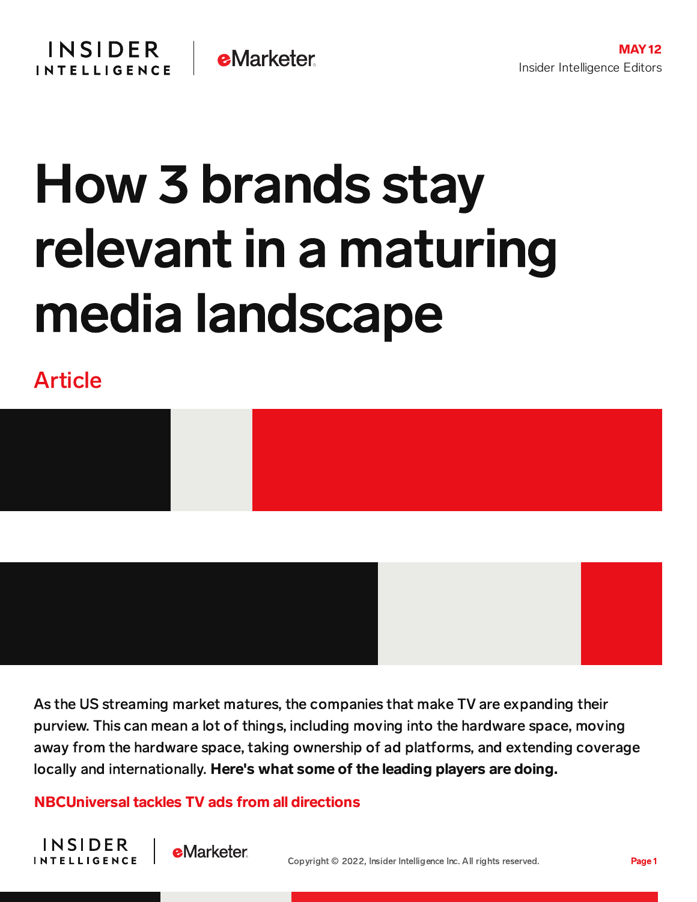MAY 12
Insider Intelligence Editors

# How 3 brands stay relevant in a maturing media landscape

Article

As the US streaming market matures, the companies that make TV are expanding their purview. This can mean a lot of things, including moving into the hardware space, moving away from the hardware space, taking ownership of ad platforms, and extending coverage locally and internationally. **Here's what some of the leading players are doing.**

## NBCUniversal tackles TV ads from all directions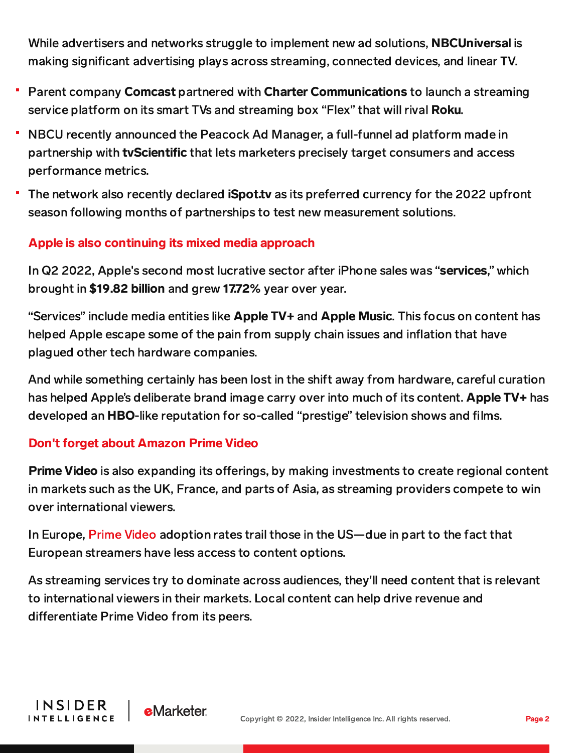While advertisers and networks struggle to implement new ad solutions, **NBCUniversal** is making significant advertising plays across streaming, connected devices, and linear TV.

- Parent company **Comcast** partnered with **Charter Communications** to launch a streaming service platform on its smart TVs and streaming box "Flex" that will rival **Roku**.
- NBCU recently announced the Peacock Ad Manager, a full-funnel ad platform made in partnership with **tvScientific** that lets marketers precisely target consumers and access performance metrics.
- The network also recently declared **iSpot.tv** as its preferred currency for the 2022 upfront season following months of partnerships to test new measurement solutions.

## Apple is also continuing its mixed media approach

In Q2 2022, Apple's second most lucrative sector after iPhone sales was "**services**," which brought in **$19.82 billion** and grew **17.72%** year over year.

"Services" include media entities like **Apple TV+** and **Apple Music**. This focus on content has helped Apple escape some of the pain from supply chain issues and inflation that have plagued other tech hardware companies.

And while something certainly has been lost in the shift away from hardware, careful curation has helped Apple's deliberate brand image carry over into much of its content. **Apple TV+** has developed an **HBO**-like reputation for so-called "prestige" television shows and films.

## Don't forget about Amazon Prime Video

**Prime Video** is also expanding its offerings, by making investments to create regional content in markets such as the UK, France, and parts of Asia, as streaming providers compete to win over international viewers.

In Europe, Prime Video adoption rates trail those in the US—due in part to the fact that European streamers have less access to content options.

As streaming services try to dominate across audiences, they'll need content that is relevant to international viewers in their markets. Local content can help drive revenue and differentiate Prime Video from its peers.